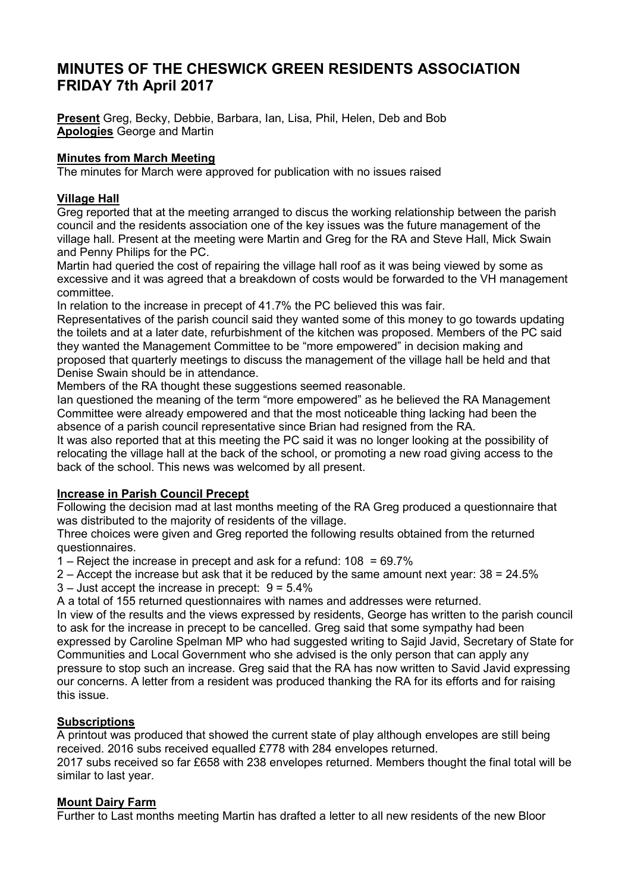# MINUTES OF THE CHESWICK GREEN RESIDENTS ASSOCIATION FRIDAY 7th April 2017

**Present** Greg, Becky, Debbie, Barbara, Ian, Lisa, Phil, Helen, Deb and Bob
**Apologies** George and Martin

**Minutes from March Meeting**
The minutes for March were approved for publication with no issues raised

**Village Hall**
Greg reported that at the meeting arranged to discus the working relationship between the parish council and the residents association one of the key issues was the future management of the village hall. Present at the meeting were Martin and Greg for the RA and Steve Hall, Mick Swain and Penny Philips for the PC.
Martin had queried the cost of repairing the village hall roof as it was being viewed by some as excessive and it was agreed that a breakdown of costs would be forwarded to the VH management committee.
In relation to the increase in precept of 41.7% the PC believed this was fair.
Representatives of the parish council said they wanted some of this money to go towards updating the toilets and at a later date, refurbishment of the kitchen was proposed. Members of the PC said they wanted the Management Committee to be "more empowered" in decision making and proposed that quarterly meetings to discuss the management of the village hall be held and that Denise Swain should be in attendance.
Members of the RA thought these suggestions seemed reasonable.
Ian questioned the meaning of the term "more empowered" as he believed the RA Management Committee were already empowered and that the most noticeable thing lacking had been the absence of a parish council representative since Brian had resigned from the RA.
It was also reported that at this meeting the PC said it was no longer looking at the possibility of relocating the village hall at the back of the school, or promoting a new road giving access to the back of the school. This news was welcomed by all present.

**Increase in Parish Council Precept**
Following the decision mad at last months meeting of the RA Greg produced a questionnaire that was distributed to the majority of residents of the village.
Three choices were given and Greg reported the following results obtained from the returned questionnaires.
1 – Reject the increase in precept and ask for a refund: 108 = 69.7%
2 – Accept the increase but ask that it be reduced by the same amount next year: 38 = 24.5%
3 – Just accept the increase in precept: 9 = 5.4%
A a total of 155 returned questionnaires with names and addresses were returned.
In view of the results and the views expressed by residents, George has written to the parish council to ask for the increase in precept to be cancelled. Greg said that some sympathy had been expressed by Caroline Spelman MP who had suggested writing to Sajid Javid, Secretary of State for Communities and Local Government who she advised is the only person that can apply any pressure to stop such an increase. Greg said that the RA has now written to Savid Javid expressing our concerns. A letter from a resident was produced thanking the RA for its efforts and for raising this issue.

**Subscriptions**
A printout was produced that showed the current state of play although envelopes are still being received. 2016 subs received equalled £778 with 284 envelopes returned.
2017 subs received so far £658 with 238 envelopes returned. Members thought the final total will be similar to last year.

**Mount Dairy Farm**
Further to Last months meeting Martin has drafted a letter to all new residents of the new Bloor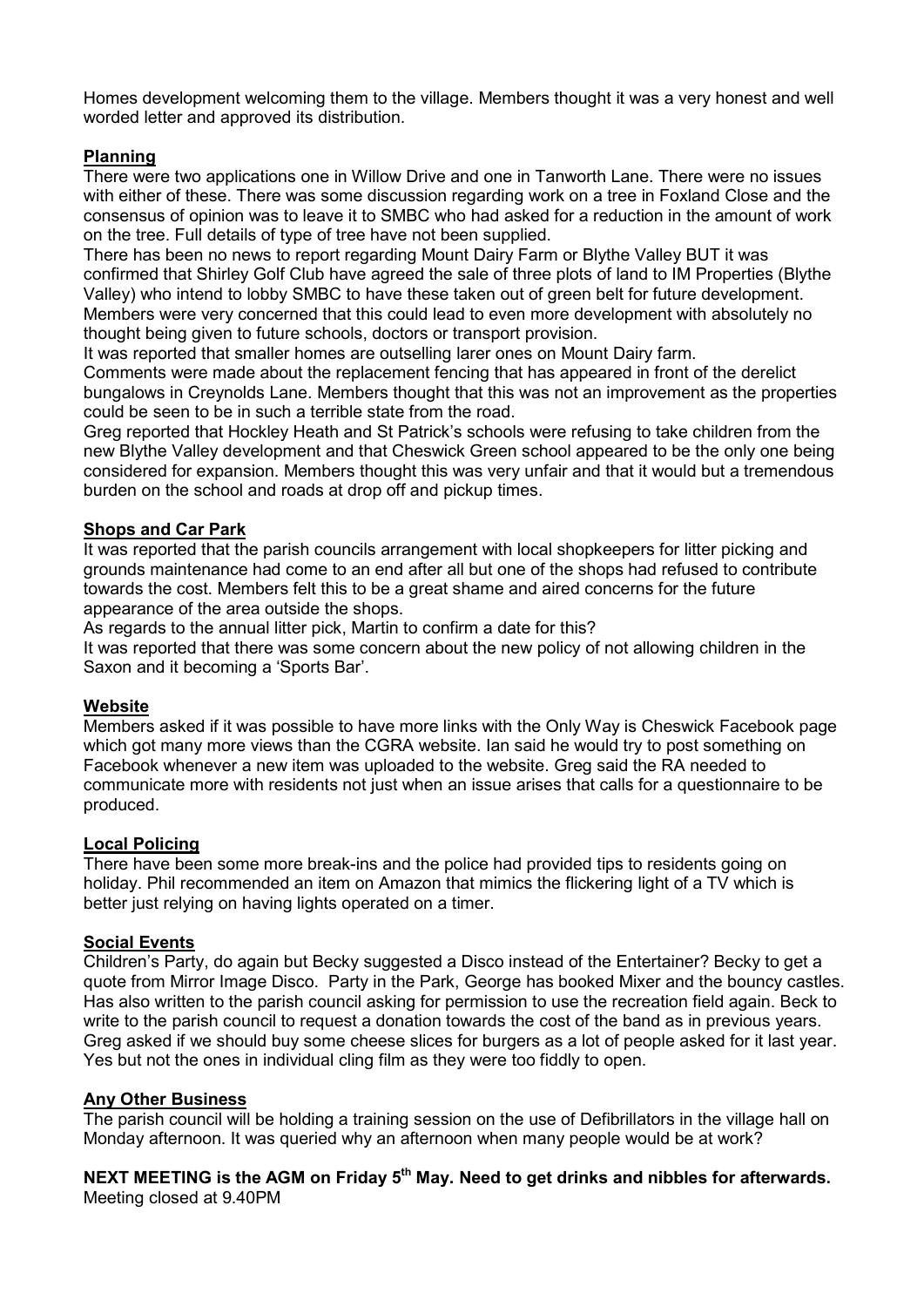Homes development welcoming them to the village. Members thought it was a very honest and well worded letter and approved its distribution.

**Planning**

There were two applications one in Willow Drive and one in Tanworth Lane. There were no issues with either of these. There was some discussion regarding work on a tree in Foxland Close and the consensus of opinion was to leave it to SMBC who had asked for a reduction in the amount of work on the tree. Full details of type of tree have not been supplied.

There has been no news to report regarding Mount Dairy Farm or Blythe Valley BUT it was confirmed that Shirley Golf Club have agreed the sale of three plots of land to IM Properties (Blythe Valley) who intend to lobby SMBC to have these taken out of green belt for future development. Members were very concerned that this could lead to even more development with absolutely no thought being given to future schools, doctors or transport provision.

It was reported that smaller homes are outselling larer ones on Mount Dairy farm.

Comments were made about the replacement fencing that has appeared in front of the derelict bungalows in Creynolds Lane. Members thought that this was not an improvement as the properties could be seen to be in such a terrible state from the road.

Greg reported that Hockley Heath and St Patrick's schools were refusing to take children from the new Blythe Valley development and that Cheswick Green school appeared to be the only one being considered for expansion. Members thought this was very unfair and that it would but a tremendous burden on the school and roads at drop off and pickup times.

**Shops and Car Park**

It was reported that the parish councils arrangement with local shopkeepers for litter picking and grounds maintenance had come to an end after all but one of the shops had refused to contribute towards the cost. Members felt this to be a great shame and aired concerns for the future appearance of the area outside the shops.

As regards to the annual litter pick, Martin to confirm a date for this?

It was reported that there was some concern about the new policy of not allowing children in the Saxon and it becoming a 'Sports Bar'.

**Website**

Members asked if it was possible to have more links with the Only Way is Cheswick Facebook page which got many more views than the CGRA website. Ian said he would try to post something on Facebook whenever a new item was uploaded to the website. Greg said the RA needed to communicate more with residents not just when an issue arises that calls for a questionnaire to be produced.

**Local Policing**

There have been some more break-ins and the police had provided tips to residents going on holiday. Phil recommended an item on Amazon that mimics the flickering light of a TV which is better just relying on having lights operated on a timer.

**Social Events**

Children's Party, do again but Becky suggested a Disco instead of the Entertainer? Becky to get a quote from Mirror Image Disco. Party in the Park, George has booked Mixer and the bouncy castles. Has also written to the parish council asking for permission to use the recreation field again. Beck to write to the parish council to request a donation towards the cost of the band as in previous years. Greg asked if we should buy some cheese slices for burgers as a lot of people asked for it last year. Yes but not the ones in individual cling film as they were too fiddly to open.

**Any Other Business**

The parish council will be holding a training session on the use of Defibrillators in the village hall on Monday afternoon. It was queried why an afternoon when many people would be at work?

**NEXT MEETING is the AGM on Friday 5th May. Need to get drinks and nibbles for afterwards.**

Meeting closed at 9.40PM